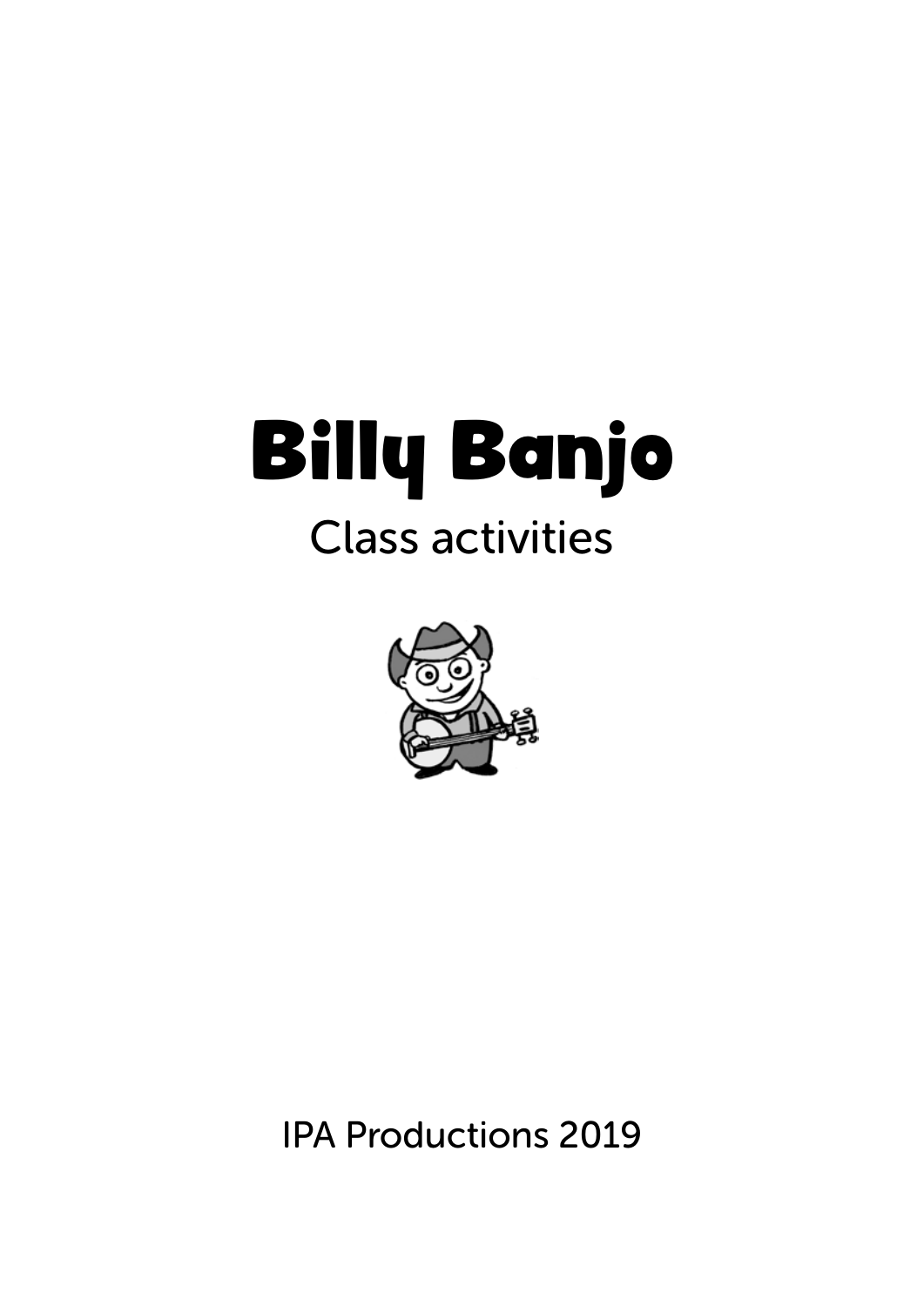# Billy Banjo

## Class activities

IPA Productions 2019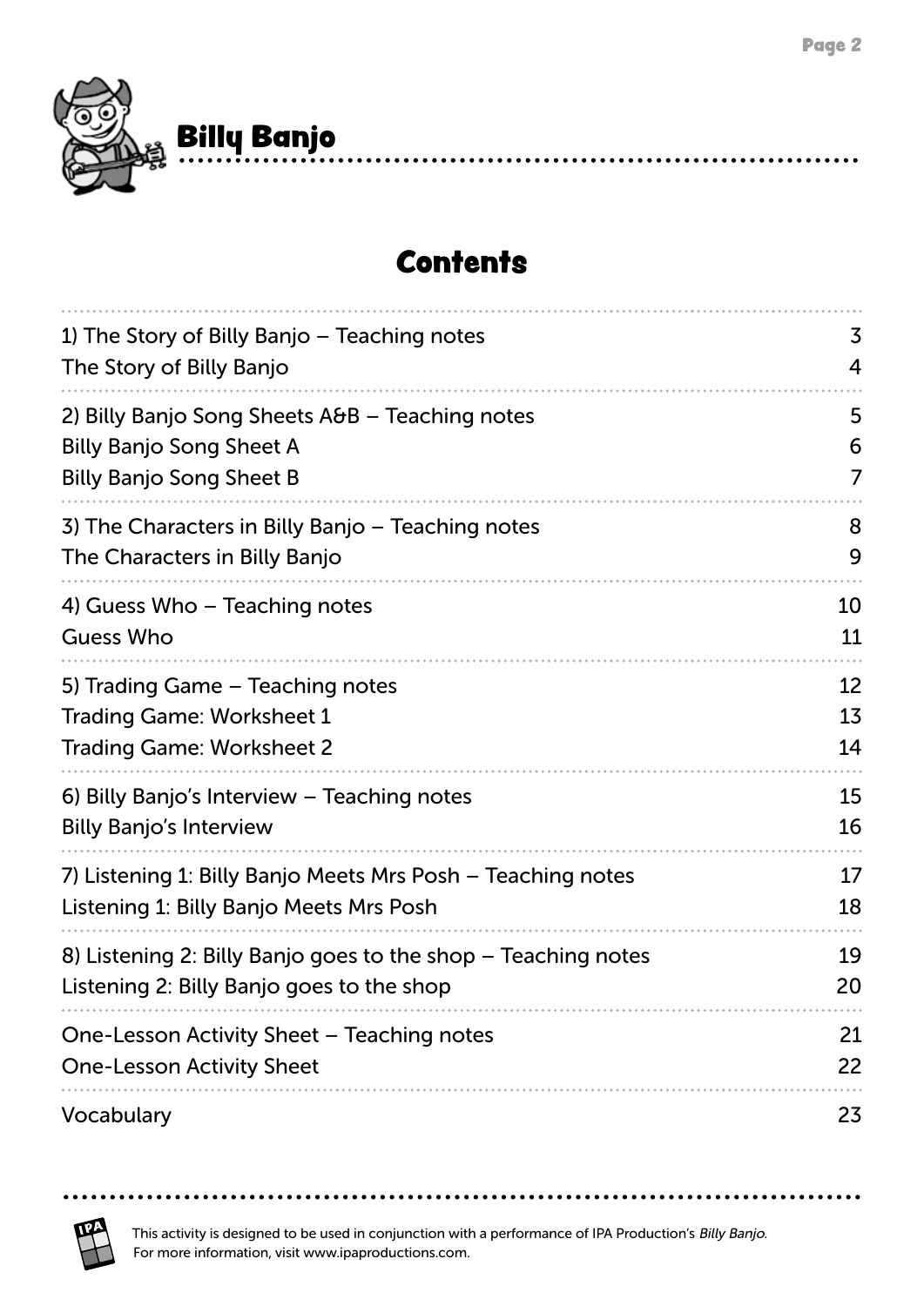# Billy Banjo

## Contents

| | |
|---|---|
| 1) The Story of Billy Banjo – Teaching notes | 3 |
| The Story of Billy Banjo | 4 |
| 2) Billy Banjo Song Sheets A&B – Teaching notes | 5 |
| Billy Banjo Song Sheet A | 6 |
| Billy Banjo Song Sheet B | 7 |
| 3) The Characters in Billy Banjo – Teaching notes | 8 |
| The Characters in Billy Banjo | 9 |
| 4) Guess Who – Teaching notes | 10 |
| Guess Who | 11 |
| 5) Trading Game – Teaching notes | 12 |
| Trading Game: Worksheet 1 | 13 |
| Trading Game: Worksheet 2 | 14 |
| 6) Billy Banjo's Interview – Teaching notes | 15 |
| Billy Banjo's Interview | 16 |
| 7) Listening 1: Billy Banjo Meets Mrs Posh – Teaching notes | 17 |
| Listening 1: Billy Banjo Meets Mrs Posh | 18 |
| 8) Listening 2: Billy Banjo goes to the shop – Teaching notes | 19 |
| Listening 2: Billy Banjo goes to the shop | 20 |
| One-Lesson Activity Sheet – Teaching notes | 21 |
| One-Lesson Activity Sheet | 22 |
| Vocabulary | 23 |

This activity is designed to be used in conjunction with a performance of IPA Production's *Billy Banjo*.
For more information, visit www.ipaproductions.com.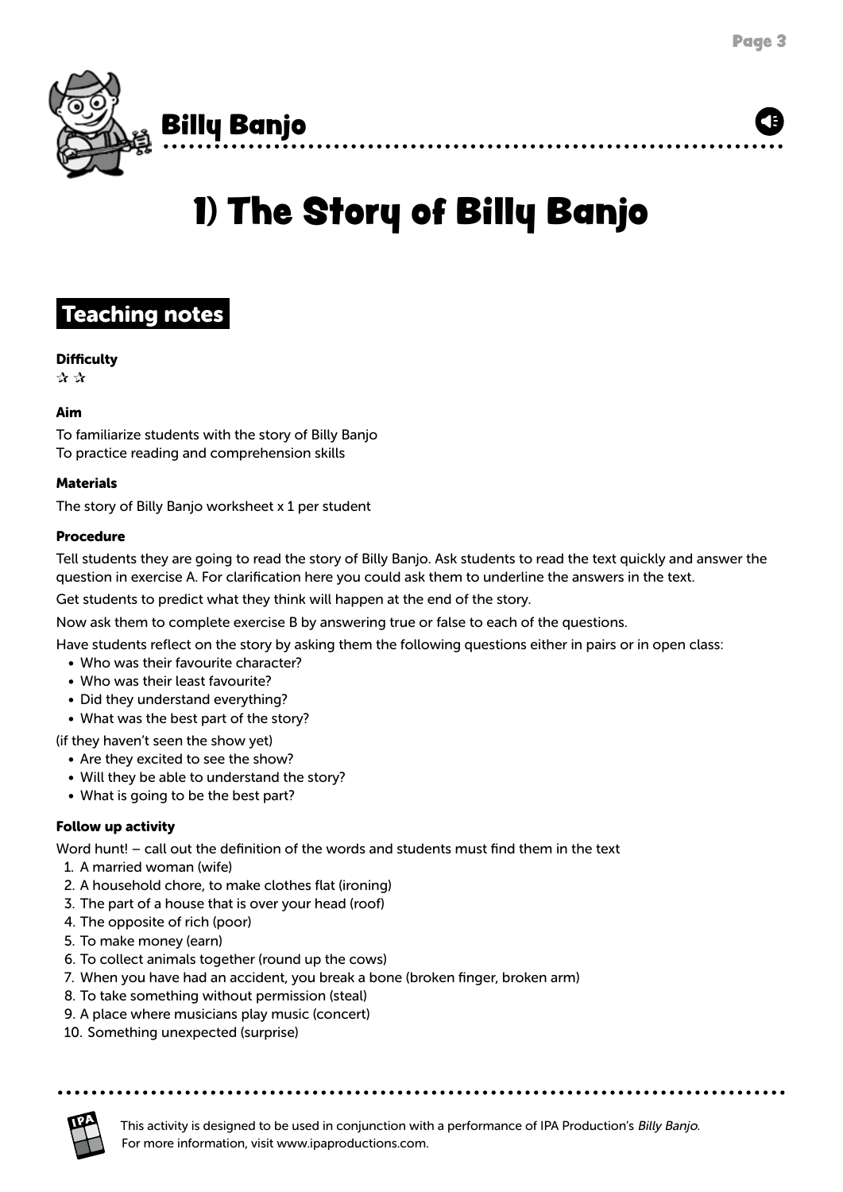# Billy Banjo

# 1) The Story of Billy Banjo

## Teaching notes

**Difficulty**

✰ ✰

**Aim**

To familiarize students with the story of Billy Banjo
To practice reading and comprehension skills

**Materials**

The story of Billy Banjo worksheet x 1 per student

**Procedure**

Tell students they are going to read the story of Billy Banjo. Ask students to read the text quickly and answer the question in exercise A. For clarification here you could ask them to underline the answers in the text.

Get students to predict what they think will happen at the end of the story.

Now ask them to complete exercise B by answering true or false to each of the questions.

Have students reflect on the story by asking them the following questions either in pairs or in open class:

- Who was their favourite character?
- Who was their least favourite?
- Did they understand everything?
- What was the best part of the story?

(if they haven't seen the show yet)

- Are they excited to see the show?
- Will they be able to understand the story?
- What is going to be the best part?

**Follow up activity**

Word hunt! – call out the definition of the words and students must find them in the text

1. A married woman (wife)
2. A household chore, to make clothes flat (ironing)
3. The part of a house that is over your head (roof)
4. The opposite of rich (poor)
5. To make money (earn)
6. To collect animals together (round up the cows)
7. When you have had an accident, you break a bone (broken finger, broken arm)
8. To take something without permission (steal)
9. A place where musicians play music (concert)
10. Something unexpected (surprise)

This activity is designed to be used in conjunction with a performance of IPA Production's *Billy Banjo*.
For more information, visit www.ipaproductions.com.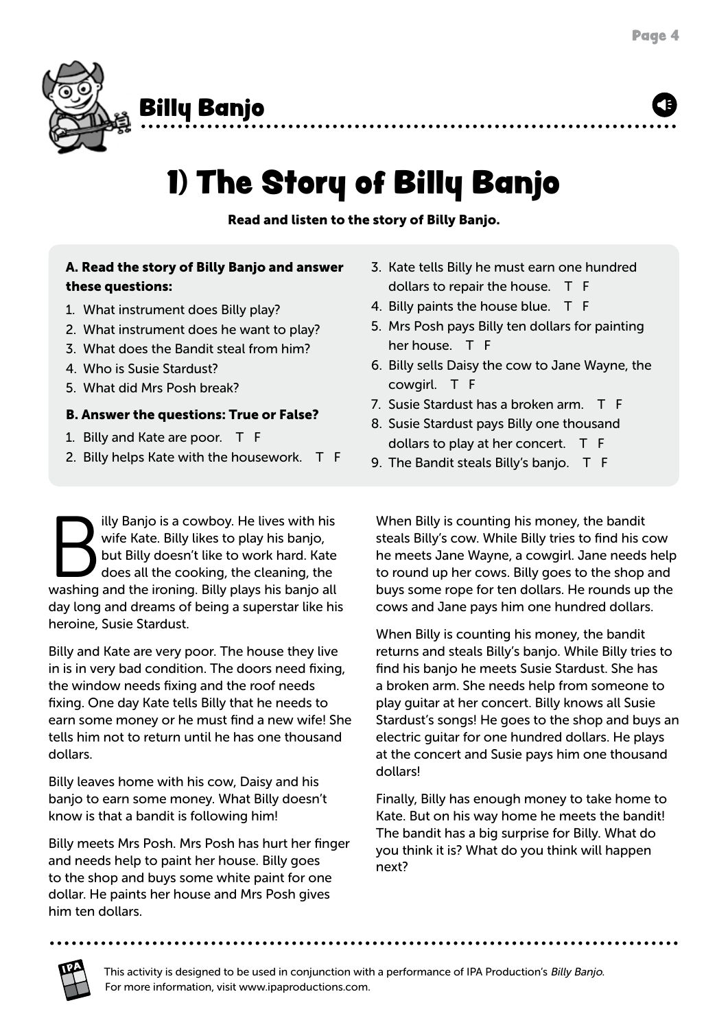## Billy Banjo

# 1) The Story of Billy Banjo

**Read and listen to the story of Billy Banjo.**

**A. Read the story of Billy Banjo and answer these questions:**

1. What instrument does Billy play?
2. What instrument does he want to play?
3. What does the Bandit steal from him?
4. Who is Susie Stardust?
5. What did Mrs Posh break?

**B. Answer the questions: True or False?**

1. Billy and Kate are poor. T F
2. Billy helps Kate with the housework. T F
3. Kate tells Billy he must earn one hundred dollars to repair the house. T F
4. Billy paints the house blue. T F
5. Mrs Posh pays Billy ten dollars for painting her house. T F
6. Billy sells Daisy the cow to Jane Wayne, the cowgirl. T F
7. Susie Stardust has a broken arm. T F
8. Susie Stardust pays Billy one thousand dollars to play at her concert. T F
9. The Bandit steals Billy's banjo. T F

Billy Banjo is a cowboy. He lives with his wife Kate. Billy likes to play his banjo, but Billy doesn't like to work hard. Kate does all the cooking, the cleaning, the washing and the ironing. Billy plays his banjo all day long and dreams of being a superstar like his heroine, Susie Stardust.

Billy and Kate are very poor. The house they live in is in very bad condition. The doors need fixing, the window needs fixing and the roof needs fixing. One day Kate tells Billy that he needs to earn some money or he must find a new wife! She tells him not to return until he has one thousand dollars.

Billy leaves home with his cow, Daisy and his banjo to earn some money. What Billy doesn't know is that a bandit is following him!

Billy meets Mrs Posh. Mrs Posh has hurt her finger and needs help to paint her house. Billy goes to the shop and buys some white paint for one dollar. He paints her house and Mrs Posh gives him ten dollars.

When Billy is counting his money, the bandit steals Billy's cow. While Billy tries to find his cow he meets Jane Wayne, a cowgirl. Jane needs help to round up her cows. Billy goes to the shop and buys some rope for ten dollars. He rounds up the cows and Jane pays him one hundred dollars.

When Billy is counting his money, the bandit returns and steals Billy's banjo. While Billy tries to find his banjo he meets Susie Stardust. She has a broken arm. She needs help from someone to play guitar at her concert. Billy knows all Susie Stardust's songs! He goes to the shop and buys an electric guitar for one hundred dollars. He plays at the concert and Susie pays him one thousand dollars!

Finally, Billy has enough money to take home to Kate. But on his way home he meets the bandit! The bandit has a big surprise for Billy. What do you think it is? What do you think will happen next?

This activity is designed to be used in conjunction with a performance of IPA Production's *Billy Banjo*. For more information, visit www.ipaproductions.com.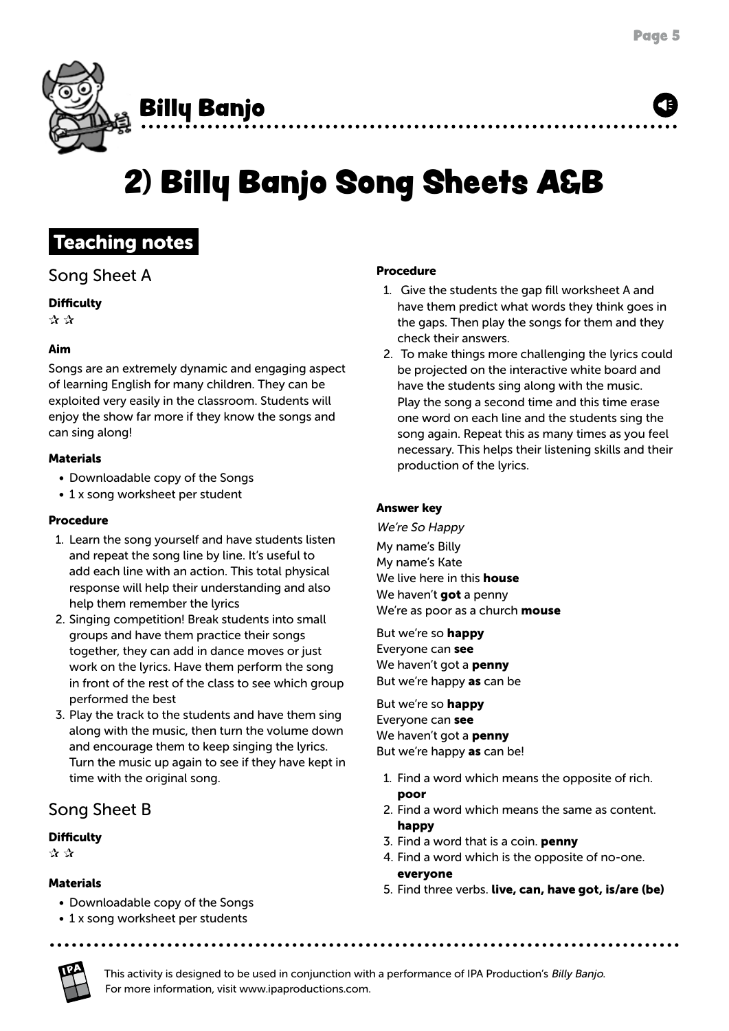Billy Banjo

# 2) Billy Banjo Song Sheets A&B

## Teaching notes

### Song Sheet A

**Difficulty**

✰ ✰

**Aim**

Songs are an extremely dynamic and engaging aspect of learning English for many children. They can be exploited very easily in the classroom. Students will enjoy the show far more if they know the songs and can sing along!

**Materials**

- Downloadable copy of the Songs
- 1 x song worksheet per student

**Procedure**

1. Learn the song yourself and have students listen and repeat the song line by line. It's useful to add each line with an action. This total physical response will help their understanding and also help them remember the lyrics
2. Singing competition! Break students into small groups and have them practice their songs together, they can add in dance moves or just work on the lyrics. Have them perform the song in front of the rest of the class to see which group performed the best
3. Play the track to the students and have them sing along with the music, then turn the volume down and encourage them to keep singing the lyrics. Turn the music up again to see if they have kept in time with the original song.

### Song Sheet B

**Difficulty**

✰ ✰

**Materials**

- Downloadable copy of the Songs
- 1 x song worksheet per students

**Procedure**

1. Give the students the gap fill worksheet A and have them predict what words they think goes in the gaps. Then play the songs for them and they check their answers.
2. To make things more challenging the lyrics could be projected on the interactive white board and have the students sing along with the music. Play the song a second time and this time erase one word on each line and the students sing the song again. Repeat this as many times as you feel necessary. This helps their listening skills and their production of the lyrics.

**Answer key**

*We're So Happy*

My name's Billy
My name's Kate
We live here in this **house**
We haven't **got** a penny
We're as poor as a church **mouse**

But we're so **happy**
Everyone can **see**
We haven't got a **penny**
But we're happy **as** can be

But we're so **happy**
Everyone can **see**
We haven't got a **penny**
But we're happy **as** can be!

1. Find a word which means the opposite of rich. **poor**
2. Find a word which means the same as content. **happy**
3. Find a word that is a coin. **penny**
4. Find a word which is the opposite of no-one. **everyone**
5. Find three verbs. **live, can, have got, is/are (be)**

This activity is designed to be used in conjunction with a performance of IPA Production's *Billy Banjo*.
For more information, visit www.ipaproductions.com.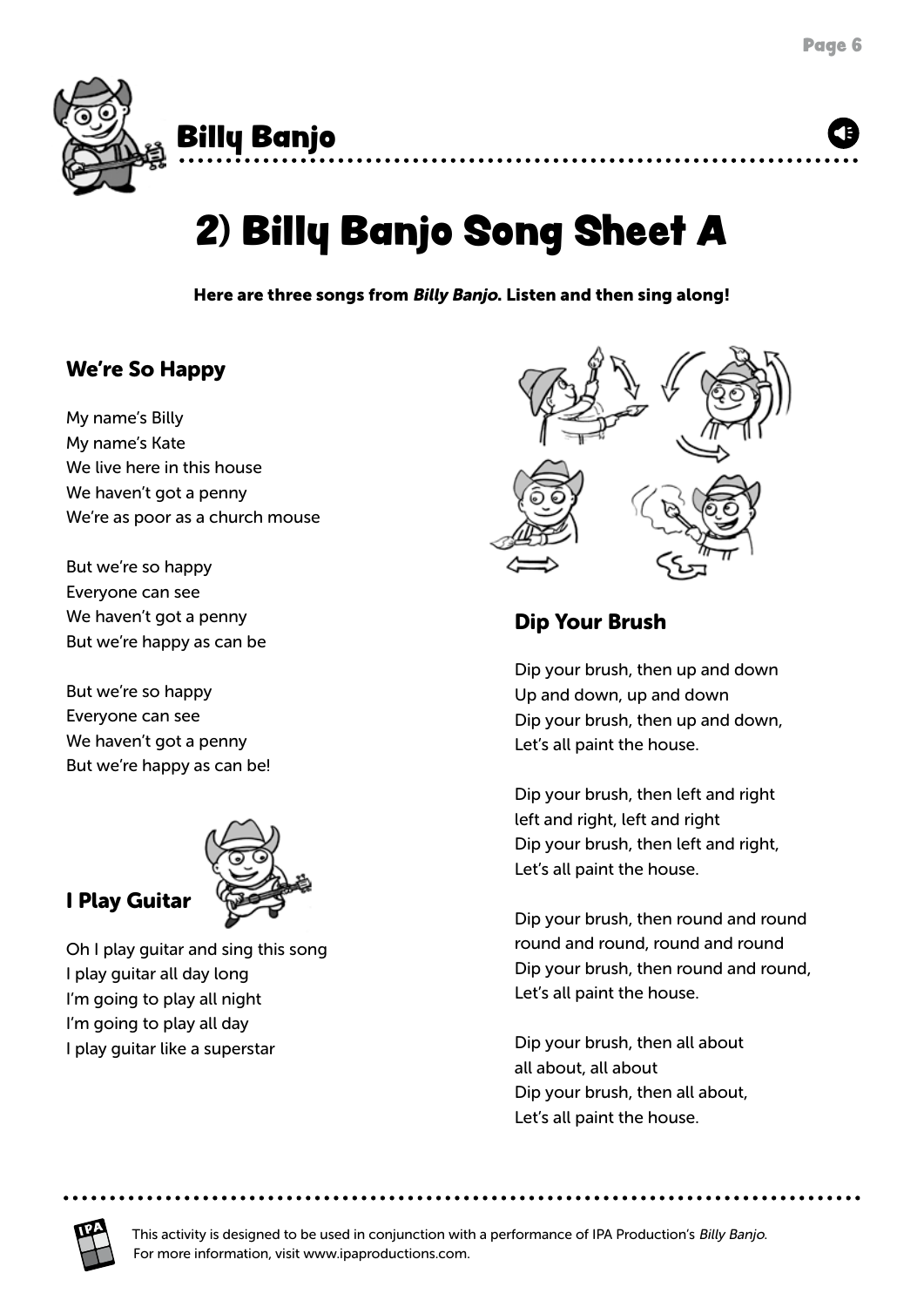## Billy Banjo

# 2) Billy Banjo Song Sheet A

**Here are three songs from *Billy Banjo*. Listen and then sing along!**

### We're So Happy

My name's Billy
My name's Kate
We live here in this house
We haven't got a penny
We're as poor as a church mouse

But we're so happy
Everyone can see
We haven't got a penny
But we're happy as can be

But we're so happy
Everyone can see
We haven't got a penny
But we're happy as can be!

### I Play Guitar

Oh I play guitar and sing this song
I play guitar all day long
I'm going to play all night
I'm going to play all day
I play guitar like a superstar

### Dip Your Brush

Dip your brush, then up and down
Up and down, up and down
Dip your brush, then up and down,
Let's all paint the house.

Dip your brush, then left and right
left and right, left and right
Dip your brush, then left and right,
Let's all paint the house.

Dip your brush, then round and round
round and round, round and round
Dip your brush, then round and round,
Let's all paint the house.

Dip your brush, then all about
all about, all about
Dip your brush, then all about,
Let's all paint the house.

This activity is designed to be used in conjunction with a performance of IPA Production's *Billy Banjo*.
For more information, visit www.ipaproductions.com.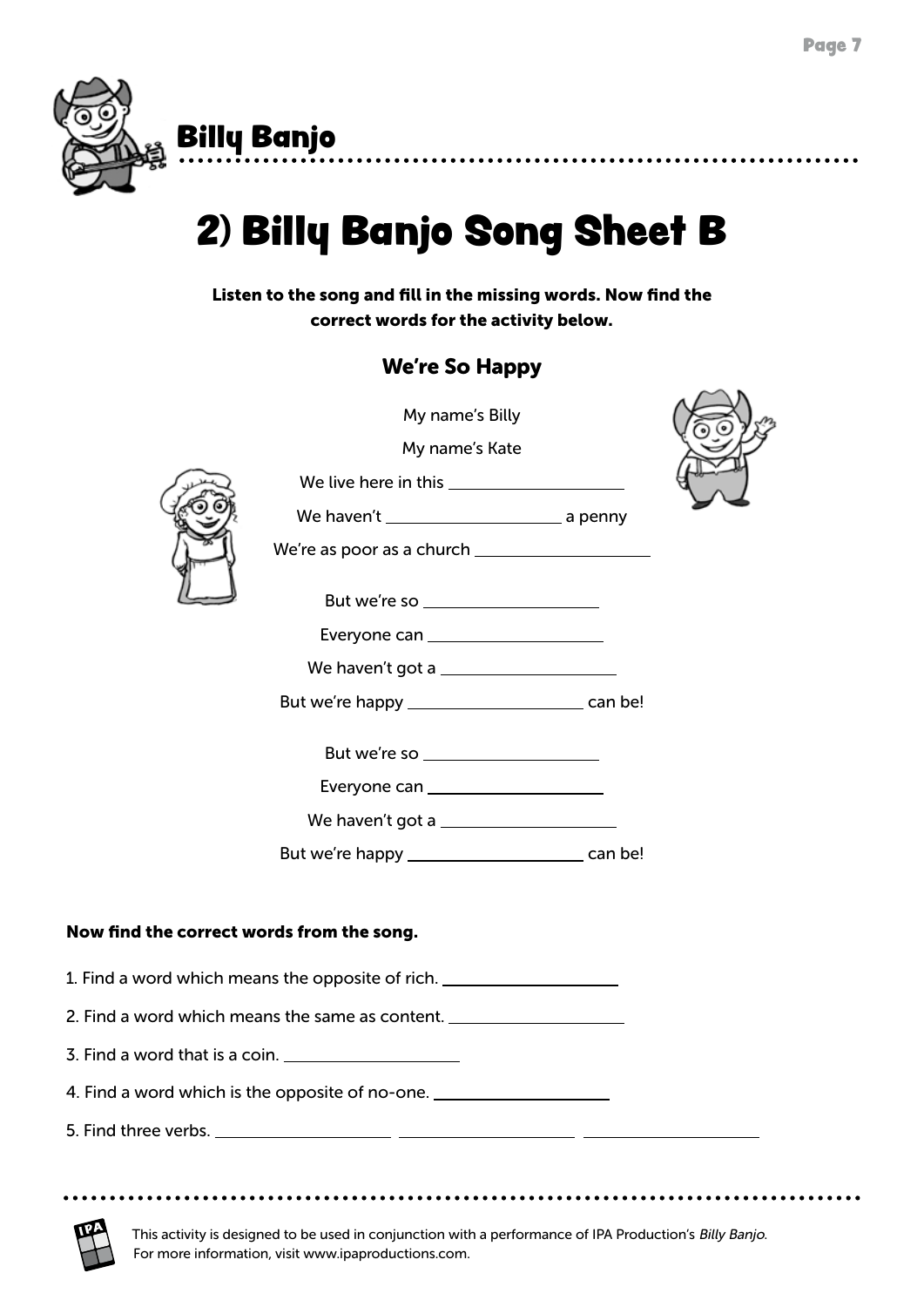# Billy Banjo

## 2) Billy Banjo Song Sheet B

**Listen to the song and fill in the missing words. Now find the correct words for the activity below.**

### We're So Happy

My name's Billy

My name's Kate

We live here in this \_\_\_\_\_\_\_\_\_\_\_\_\_\_\_\_\_\_\_\_

We haven't \_\_\_\_\_\_\_\_\_\_\_\_\_\_\_\_\_\_\_\_ a penny

We're as poor as a church \_\_\_\_\_\_\_\_\_\_\_\_\_\_\_\_\_\_\_\_

But we're so \_\_\_\_\_\_\_\_\_\_\_\_\_\_\_\_\_\_\_\_

Everyone can \_\_\_\_\_\_\_\_\_\_\_\_\_\_\_\_\_\_\_\_

We haven't got a \_\_\_\_\_\_\_\_\_\_\_\_\_\_\_\_\_\_\_\_

But we're happy \_\_\_\_\_\_\_\_\_\_\_\_\_\_\_\_\_\_\_\_ can be!

But we're so \_\_\_\_\_\_\_\_\_\_\_\_\_\_\_\_\_\_\_\_

Everyone can \_\_\_\_\_\_\_\_\_\_\_\_\_\_\_\_\_\_\_\_

We haven't got a \_\_\_\_\_\_\_\_\_\_\_\_\_\_\_\_\_\_\_\_

But we're happy \_\_\_\_\_\_\_\_\_\_\_\_\_\_\_\_\_\_\_\_ can be!

**Now find the correct words from the song.**

1. Find a word which means the opposite of rich. \_\_\_\_\_\_\_\_\_\_\_\_\_\_\_\_\_\_\_\_
2. Find a word which means the same as content. \_\_\_\_\_\_\_\_\_\_\_\_\_\_\_\_\_\_\_\_
3. Find a word that is a coin. \_\_\_\_\_\_\_\_\_\_\_\_\_\_\_\_\_\_\_\_
4. Find a word which is the opposite of no-one. \_\_\_\_\_\_\_\_\_\_\_\_\_\_\_\_\_\_\_\_
5. Find three verbs. \_\_\_\_\_\_\_\_\_\_\_\_\_\_\_\_\_\_\_\_ \_\_\_\_\_\_\_\_\_\_\_\_\_\_\_\_\_\_\_\_ \_\_\_\_\_\_\_\_\_\_\_\_\_\_\_\_\_\_\_\_

This activity is designed to be used in conjunction with a performance of IPA Production's *Billy Banjo*. For more information, visit www.ipaproductions.com.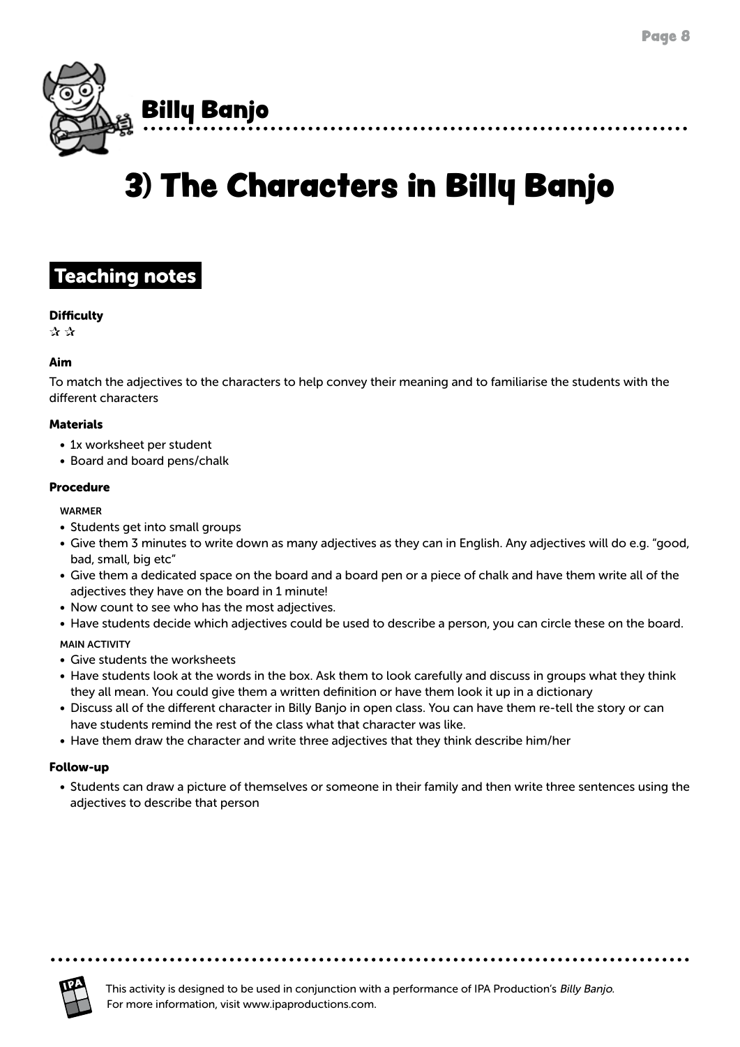Billy Banjo

# 3) The Characters in Billy Banjo

## Teaching notes

**Difficulty**
☆ ☆

**Aim**
To match the adjectives to the characters to help convey their meaning and to familiarise the students with the different characters

**Materials**
- 1x worksheet per student
- Board and board pens/chalk

**Procedure**

WARMER
- Students get into small groups
- Give them 3 minutes to write down as many adjectives as they can in English. Any adjectives will do e.g. "good, bad, small, big etc"
- Give them a dedicated space on the board and a board pen or a piece of chalk and have them write all of the adjectives they have on the board in 1 minute!
- Now count to see who has the most adjectives.
- Have students decide which adjectives could be used to describe a person, you can circle these on the board.

MAIN ACTIVITY
- Give students the worksheets
- Have students look at the words in the box. Ask them to look carefully and discuss in groups what they think they all mean. You could give them a written definition or have them look it up in a dictionary
- Discuss all of the different character in Billy Banjo in open class. You can have them re-tell the story or can have students remind the rest of the class what that character was like.
- Have them draw the character and write three adjectives that they think describe him/her

**Follow-up**
- Students can draw a picture of themselves or someone in their family and then write three sentences using the adjectives to describe that person

This activity is designed to be used in conjunction with a performance of IPA Production's *Billy Banjo*.
For more information, visit www.ipaproductions.com.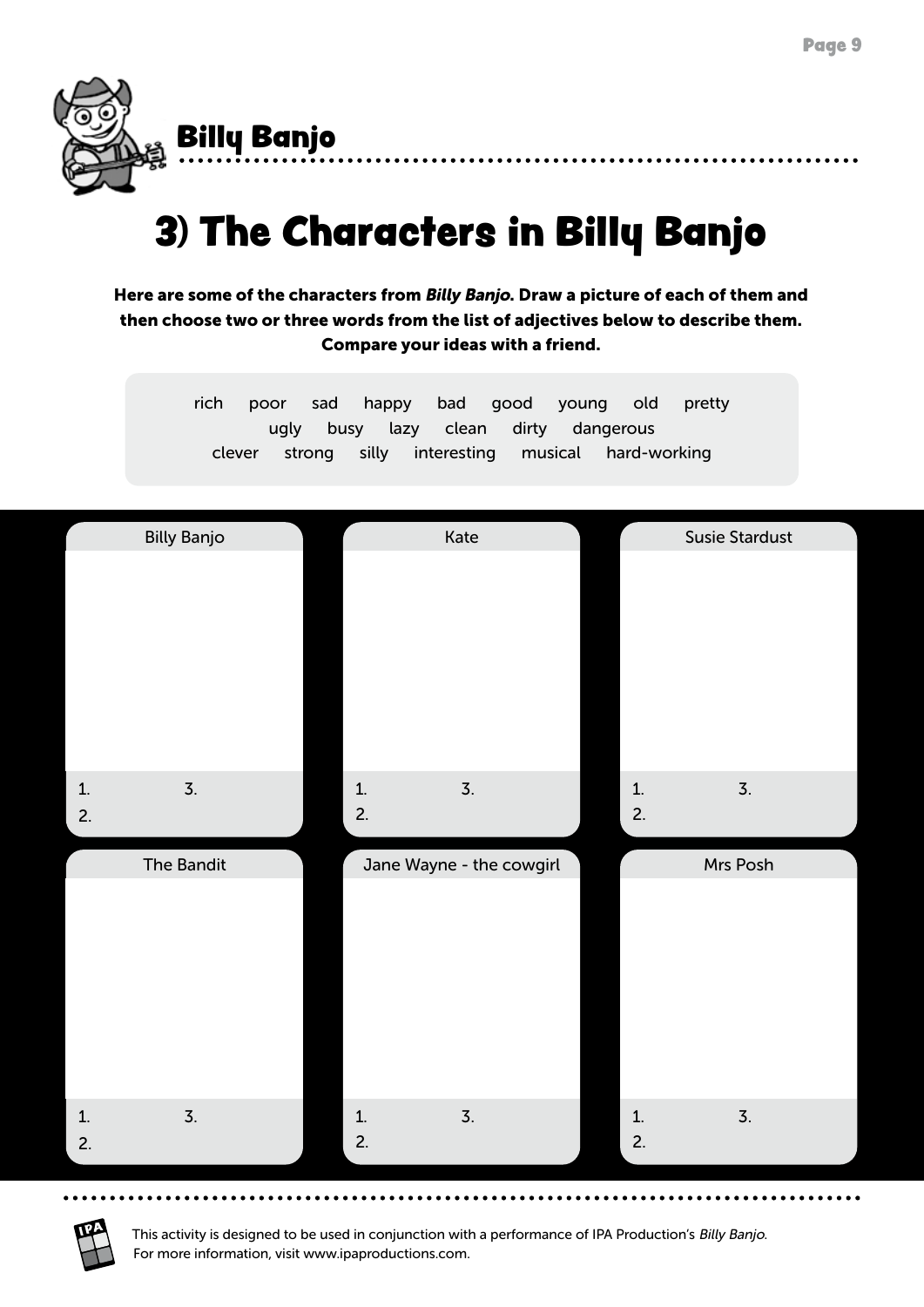## Billy Banjo

# 3) The Characters in Billy Banjo

**Here are some of the characters from *Billy Banjo*. Draw a picture of each of them and then choose two or three words from the list of adjectives below to describe them. Compare your ideas with a friend.**

rich poor sad happy bad good young old pretty
ugly busy lazy clean dirty dangerous
clever strong silly interesting musical hard-working

| Billy Banjo | Kate | Susie Stardust |
|---|---|---|
| 1. 3. 2. | 1. 3. 2. | 1. 3. 2. |

| The Bandit | Jane Wayne - the cowgirl | Mrs Posh |
|---|---|---|
| 1. 3. 2. | 1. 3. 2. | 1. 3. 2. |

This activity is designed to be used in conjunction with a performance of IPA Production's *Billy Banjo*.
For more information, visit www.ipaproductions.com.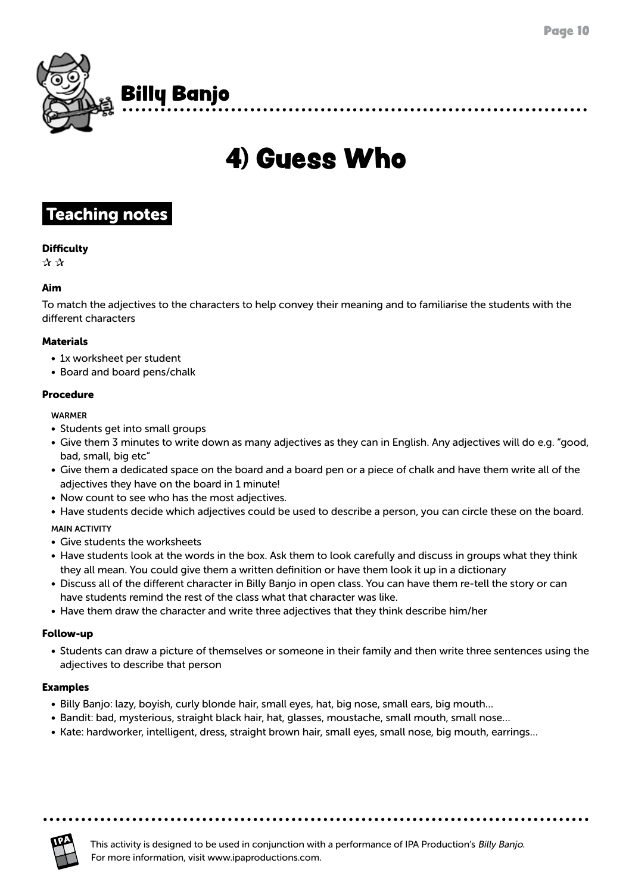# Billy Banjo

# 4) Guess Who

## Teaching notes

**Difficulty**

✰ ✰

**Aim**

To match the adjectives to the characters to help convey their meaning and to familiarise the students with the different characters

**Materials**

- 1x worksheet per student
- Board and board pens/chalk

**Procedure**

WARMER

- Students get into small groups
- Give them 3 minutes to write down as many adjectives as they can in English. Any adjectives will do e.g. "good, bad, small, big etc"
- Give them a dedicated space on the board and a board pen or a piece of chalk and have them write all of the adjectives they have on the board in 1 minute!
- Now count to see who has the most adjectives.
- Have students decide which adjectives could be used to describe a person, you can circle these on the board.

MAIN ACTIVITY

- Give students the worksheets
- Have students look at the words in the box. Ask them to look carefully and discuss in groups what they think they all mean. You could give them a written definition or have them look it up in a dictionary
- Discuss all of the different character in Billy Banjo in open class. You can have them re-tell the story or can have students remind the rest of the class what that character was like.
- Have them draw the character and write three adjectives that they think describe him/her

**Follow-up**

- Students can draw a picture of themselves or someone in their family and then write three sentences using the adjectives to describe that person

**Examples**

- Billy Banjo: lazy, boyish, curly blonde hair, small eyes, hat, big nose, small ears, big mouth...
- Bandit: bad, mysterious, straight black hair, hat, glasses, moustache, small mouth, small nose...
- Kate: hardworker, intelligent, dress, straight brown hair, small eyes, small nose, big mouth, earrings...

This activity is designed to be used in conjunction with a performance of IPA Production's *Billy Banjo*. For more information, visit www.ipaproductions.com.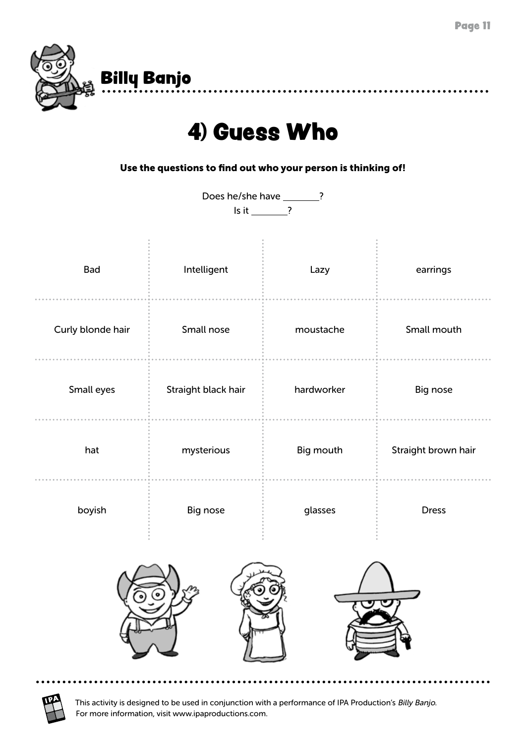## Billy Banjo

# 4) Guess Who

**Use the questions to find out who your person is thinking of!**

Does he/she have ________?
Is it ________?

| | | | |
|---|---|---|---|
| Bad | Intelligent | Lazy | earrings |
| Curly blonde hair | Small nose | moustache | Small mouth |
| Small eyes | Straight black hair | hardworker | Big nose |
| hat | mysterious | Big mouth | Straight brown hair |
| boyish | Big nose | glasses | Dress |

This activity is designed to be used in conjunction with a performance of IPA Production's *Billy Banjo*.
For more information, visit www.ipaproductions.com.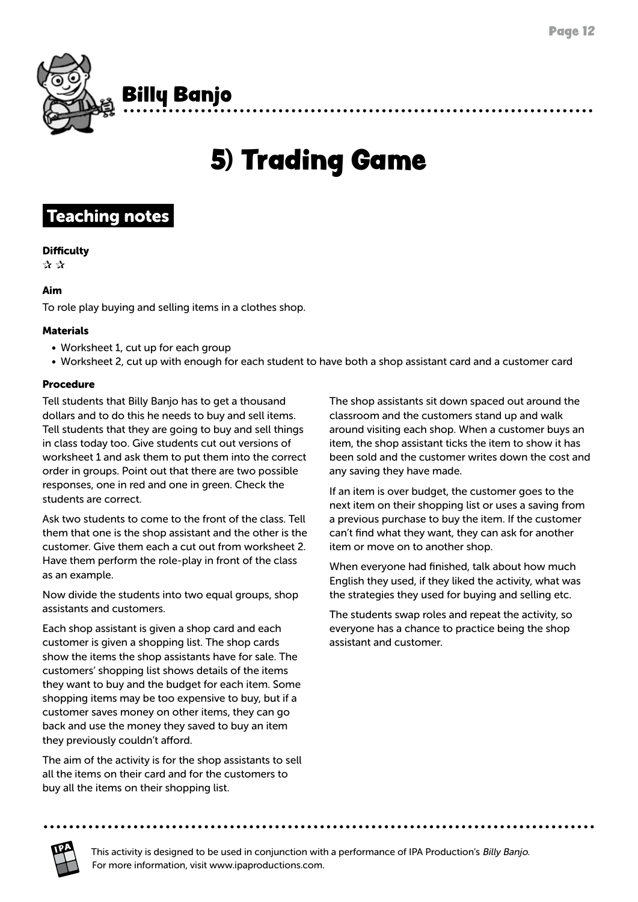## Billy Banjo

# 5) Trading Game

## Teaching notes

**Difficulty**

✰ ✰

**Aim**

To role play buying and selling items in a clothes shop.

**Materials**

- Worksheet 1, cut up for each group
- Worksheet 2, cut up with enough for each student to have both a shop assistant card and a customer card

**Procedure**

Tell students that Billy Banjo has to get a thousand dollars and to do this he needs to buy and sell items. Tell students that they are going to buy and sell things in class today too. Give students cut out versions of worksheet 1 and ask them to put them into the correct order in groups. Point out that there are two possible responses, one in red and one in green. Check the students are correct.

Ask two students to come to the front of the class. Tell them that one is the shop assistant and the other is the customer. Give them each a cut out from worksheet 2. Have them perform the role-play in front of the class as an example.

Now divide the students into two equal groups, shop assistants and customers.

Each shop assistant is given a shop card and each customer is given a shopping list. The shop cards show the items the shop assistants have for sale. The customers' shopping list shows details of the items they want to buy and the budget for each item. Some shopping items may be too expensive to buy, but if a customer saves money on other items, they can go back and use the money they saved to buy an item they previously couldn't afford.

The aim of the activity is for the shop assistants to sell all the items on their card and for the customers to buy all the items on their shopping list.

The shop assistants sit down spaced out around the classroom and the customers stand up and walk around visiting each shop. When a customer buys an item, the shop assistant ticks the item to show it has been sold and the customer writes down the cost and any saving they have made.

If an item is over budget, the customer goes to the next item on their shopping list or uses a saving from a previous purchase to buy the item. If the customer can't find what they want, they can ask for another item or move on to another shop.

When everyone had finished, talk about how much English they used, if they liked the activity, what was the strategies they used for buying and selling etc.

The students swap roles and repeat the activity, so everyone has a chance to practice being the shop assistant and customer.

This activity is designed to be used in conjunction with a performance of IPA Production's *Billy Banjo*. For more information, visit www.ipaproductions.com.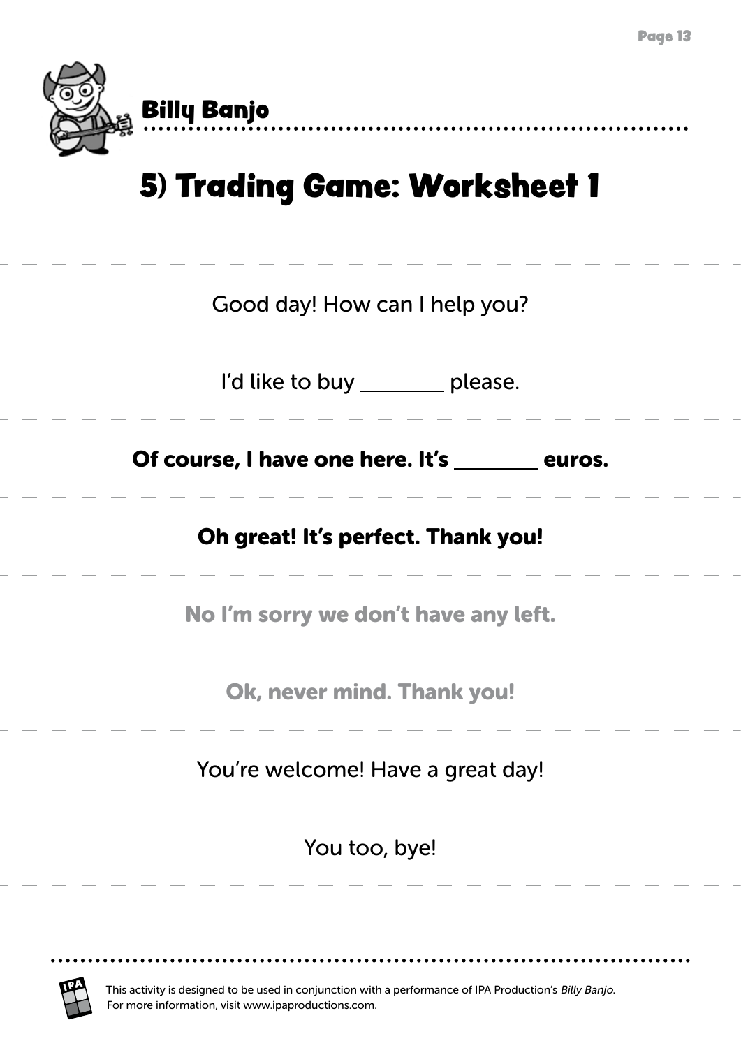# 5) Trading Game: Worksheet 1

Good day! How can I help you?

I'd like to buy ________ please.

**Of course, I have one here. It's ________ euros.**

**Oh great! It's perfect. Thank you!**

**No I'm sorry we don't have any left.**

**Ok, never mind. Thank you!**

You're welcome! Have a great day!

You too, bye!

This activity is designed to be used in conjunction with a performance of IPA Production's *Billy Banjo*. For more information, visit www.ipaproductions.com.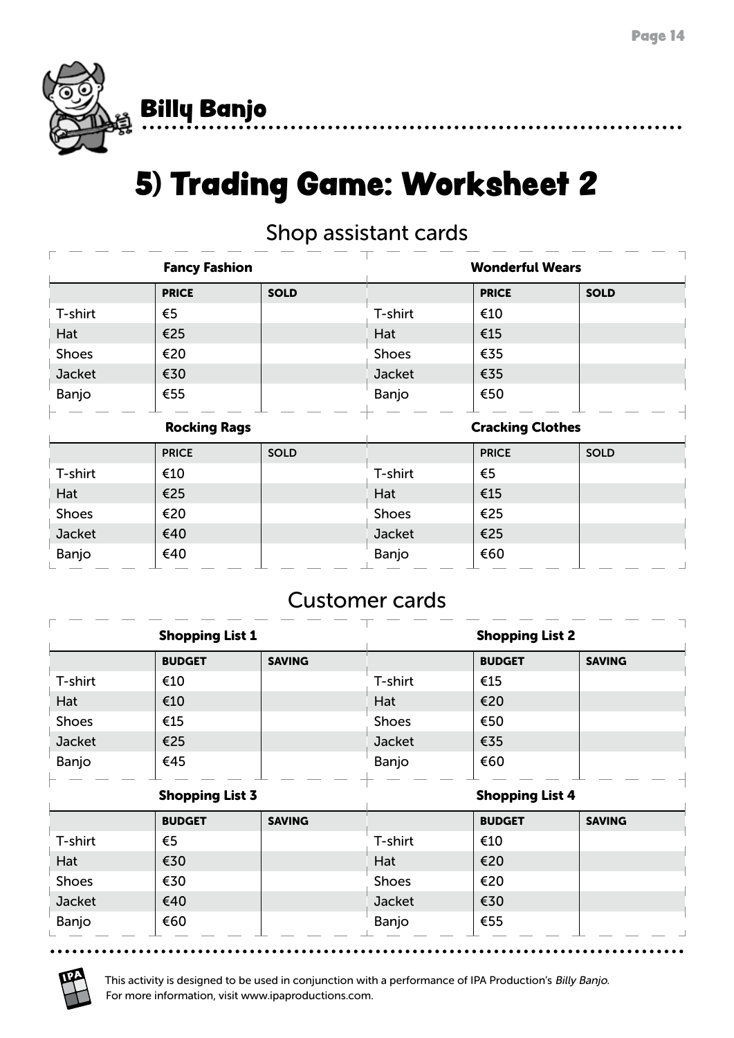Billy Banjo

# 5) Trading Game: Worksheet 2

## Shop assistant cards

**Fancy Fashion**

| | PRICE | SOLD |
|---|---|---|
| T-shirt | €5 | |
| Hat | €25 | |
| Shoes | €20 | |
| Jacket | €30 | |
| Banjo | €55 | |

**Wonderful Wears**

| | PRICE | SOLD |
|---|---|---|
| T-shirt | €10 | |
| Hat | €15 | |
| Shoes | €35 | |
| Jacket | €35 | |
| Banjo | €50 | |

**Rocking Rags**

| | PRICE | SOLD |
|---|---|---|
| T-shirt | €10 | |
| Hat | €25 | |
| Shoes | €20 | |
| Jacket | €40 | |
| Banjo | €40 | |

**Cracking Clothes**

| | PRICE | SOLD |
|---|---|---|
| T-shirt | €5 | |
| Hat | €15 | |
| Shoes | €25 | |
| Jacket | €25 | |
| Banjo | €60 | |

## Customer cards

**Shopping List 1**

| | BUDGET | SAVING |
|---|---|---|
| T-shirt | €10 | |
| Hat | €10 | |
| Shoes | €15 | |
| Jacket | €25 | |
| Banjo | €45 | |

**Shopping List 2**

| | BUDGET | SAVING |
|---|---|---|
| T-shirt | €15 | |
| Hat | €20 | |
| Shoes | €50 | |
| Jacket | €35 | |
| Banjo | €60 | |

**Shopping List 3**

| | BUDGET | SAVING |
|---|---|---|
| T-shirt | €5 | |
| Hat | €30 | |
| Shoes | €30 | |
| Jacket | €40 | |
| Banjo | €60 | |

**Shopping List 4**

| | BUDGET | SAVING |
|---|---|---|
| T-shirt | €10 | |
| Hat | €20 | |
| Shoes | €20 | |
| Jacket | €30 | |
| Banjo | €55 | |

This activity is designed to be used in conjunction with a performance of IPA Production's *Billy Banjo*. For more information, visit www.ipaproductions.com.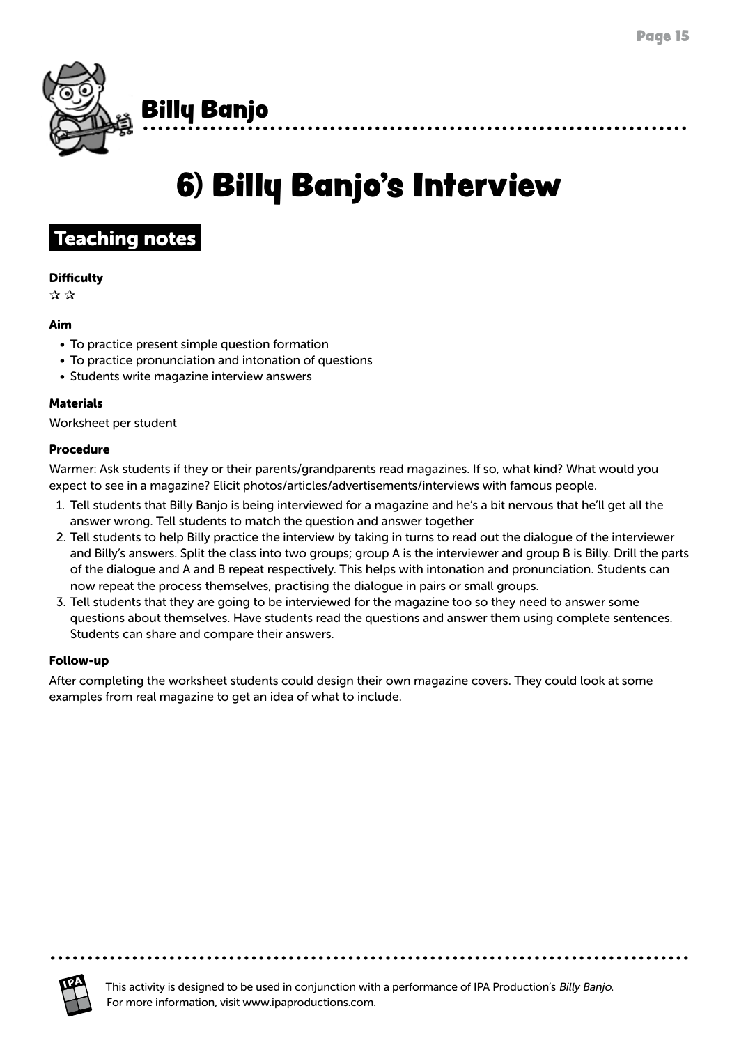# Billy Banjo

# 6) Billy Banjo's Interview

## Teaching notes

**Difficulty**

✰ ✰

**Aim**

- To practice present simple question formation
- To practice pronunciation and intonation of questions
- Students write magazine interview answers

**Materials**

Worksheet per student

**Procedure**

Warmer: Ask students if they or their parents/grandparents read magazines. If so, what kind? What would you expect to see in a magazine? Elicit photos/articles/advertisements/interviews with famous people.

1. Tell students that Billy Banjo is being interviewed for a magazine and he's a bit nervous that he'll get all the answer wrong. Tell students to match the question and answer together
2. Tell students to help Billy practice the interview by taking in turns to read out the dialogue of the interviewer and Billy's answers. Split the class into two groups; group A is the interviewer and group B is Billy. Drill the parts of the dialogue and A and B repeat respectively. This helps with intonation and pronunciation. Students can now repeat the process themselves, practising the dialogue in pairs or small groups.
3. Tell students that they are going to be interviewed for the magazine too so they need to answer some questions about themselves. Have students read the questions and answer them using complete sentences. Students can share and compare their answers.

**Follow-up**

After completing the worksheet students could design their own magazine covers. They could look at some examples from real magazine to get an idea of what to include.

This activity is designed to be used in conjunction with a performance of IPA Production's *Billy Banjo*. For more information, visit www.ipaproductions.com.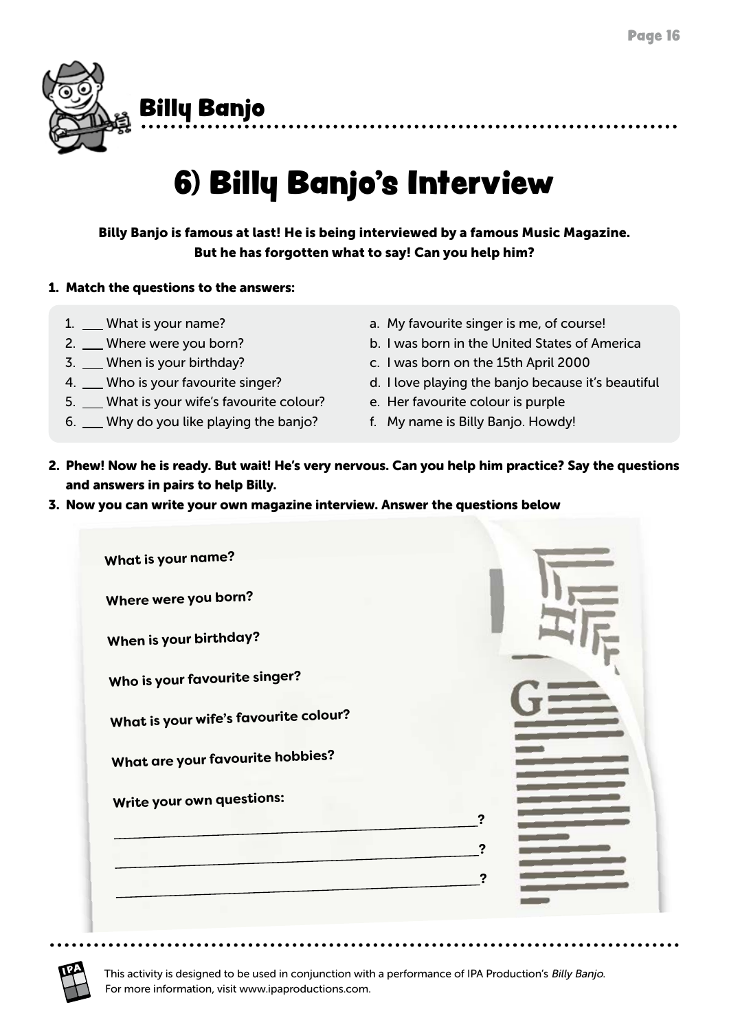## Billy Banjo

# 6) Billy Banjo's Interview

**Billy Banjo is famous at last! He is being interviewed by a famous Music Magazine. But he has forgotten what to say! Can you help him?**

**1. Match the questions to the answers:**

1. ___ What is your name?
2. ___ Where were you born?
3. ___ When is your birthday?
4. ___ Who is your favourite singer?
5. ___ What is your wife's favourite colour?
6. ___ Why do you like playing the banjo?

a. My favourite singer is me, of course!
b. I was born in the United States of America
c. I was born on the 15th April 2000
d. I love playing the banjo because it's beautiful
e. Her favourite colour is purple
f. My name is Billy Banjo. Howdy!

**2. Phew! Now he is ready. But wait! He's very nervous. Can you help him practice? Say the questions and answers in pairs to help Billy.**

**3. Now you can write your own magazine interview. Answer the questions below**

What is your name?

Where were you born?

When is your birthday?

Who is your favourite singer?

What is your wife's favourite colour?

What are your favourite hobbies?

Write your own questions:

____________________________________________?

____________________________________________?

____________________________________________?

This activity is designed to be used in conjunction with a performance of IPA Production's *Billy Banjo*. For more information, visit www.ipaproductions.com.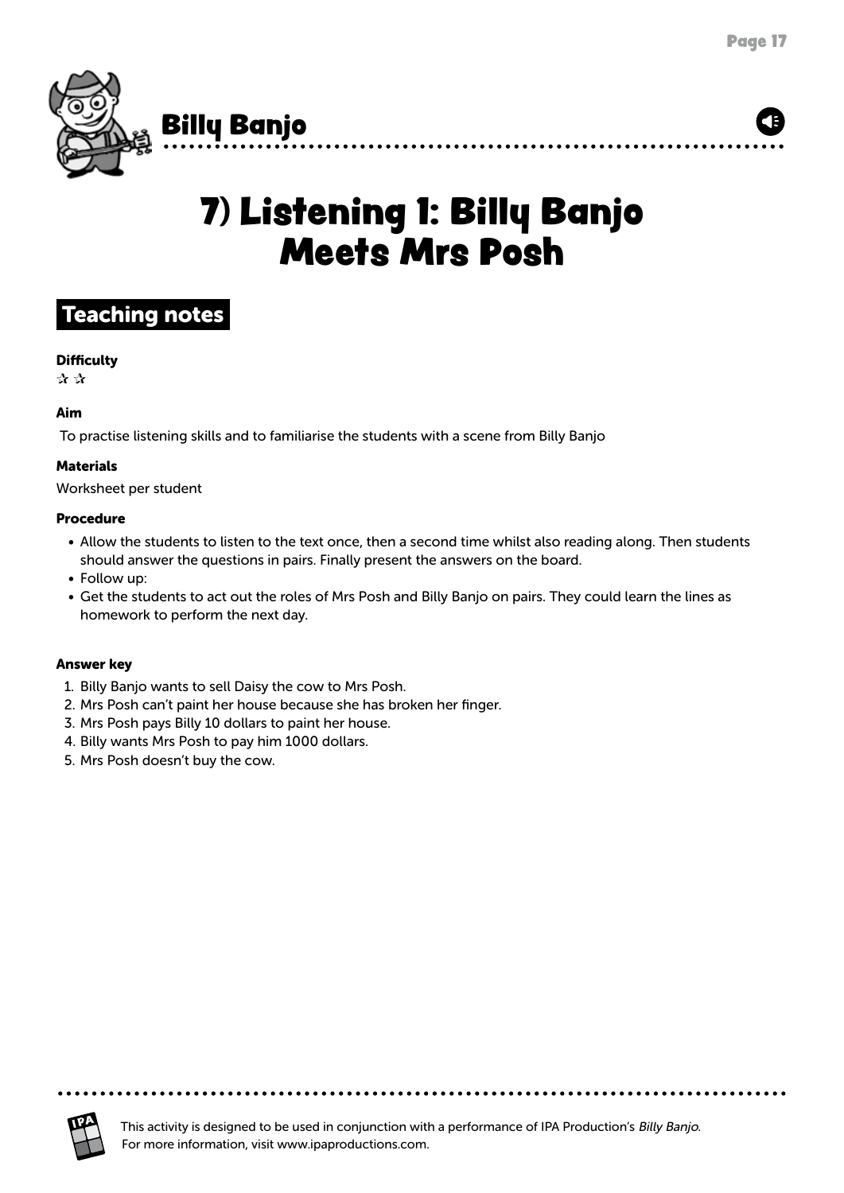# 7) Listening 1: Billy Banjo Meets Mrs Posh

## Teaching notes

**Difficulty**

✰ ✰

**Aim**

To practise listening skills and to familiarise the students with a scene from Billy Banjo

**Materials**

Worksheet per student

**Procedure**

- Allow the students to listen to the text once, then a second time whilst also reading along. Then students should answer the questions in pairs. Finally present the answers on the board.
- Follow up:
- Get the students to act out the roles of Mrs Posh and Billy Banjo on pairs. They could learn the lines as homework to perform the next day.

**Answer key**

1. Billy Banjo wants to sell Daisy the cow to Mrs Posh.
2. Mrs Posh can't paint her house because she has broken her finger.
3. Mrs Posh pays Billy 10 dollars to paint her house.
4. Billy wants Mrs Posh to pay him 1000 dollars.
5. Mrs Posh doesn't buy the cow.

This activity is designed to be used in conjunction with a performance of IPA Production's *Billy Banjo*. For more information, visit www.ipaproductions.com.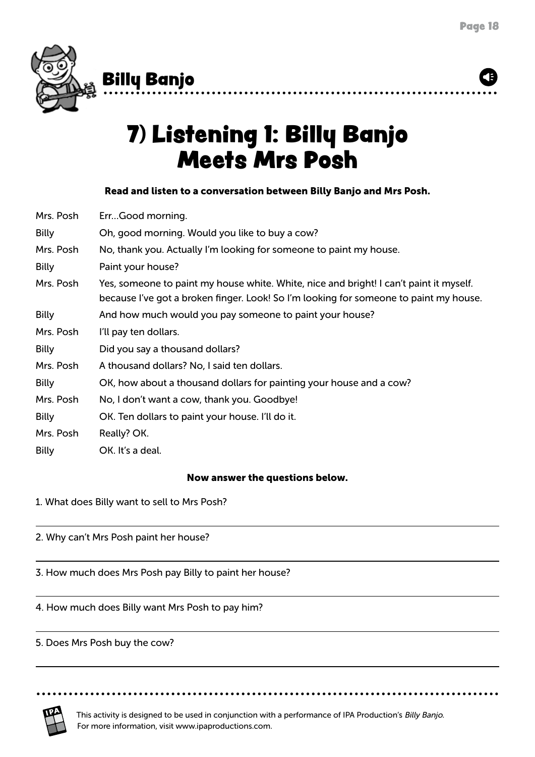## Billy Banjo

# 7) Listening 1: Billy Banjo Meets Mrs Posh

**Read and listen to a conversation between Billy Banjo and Mrs Posh.**

| | |
|---|---|
| Mrs. Posh | Err…Good morning. |
| Billy | Oh, good morning. Would you like to buy a cow? |
| Mrs. Posh | No, thank you. Actually I'm looking for someone to paint my house. |
| Billy | Paint your house? |
| Mrs. Posh | Yes, someone to paint my house white. White, nice and bright! I can't paint it myself. because I've got a broken finger. Look! So I'm looking for someone to paint my house. |
| Billy | And how much would you pay someone to paint your house? |
| Mrs. Posh | I'll pay ten dollars. |
| Billy | Did you say a thousand dollars? |
| Mrs. Posh | A thousand dollars? No, I said ten dollars. |
| Billy | OK, how about a thousand dollars for painting your house and a cow? |
| Mrs. Posh | No, I don't want a cow, thank you. Goodbye! |
| Billy | OK. Ten dollars to paint your house. I'll do it. |
| Mrs. Posh | Really? OK. |
| Billy | OK. It's a deal. |

**Now answer the questions below.**

1. What does Billy want to sell to Mrs Posh?

______________________________

2. Why can't Mrs Posh paint her house?

______________________________

3. How much does Mrs Posh pay Billy to paint her house?

______________________________

4. How much does Billy want Mrs Posh to pay him?

______________________________

5. Does Mrs Posh buy the cow?

______________________________

This activity is designed to be used in conjunction with a performance of IPA Production's *Billy Banjo*. For more information, visit www.ipaproductions.com.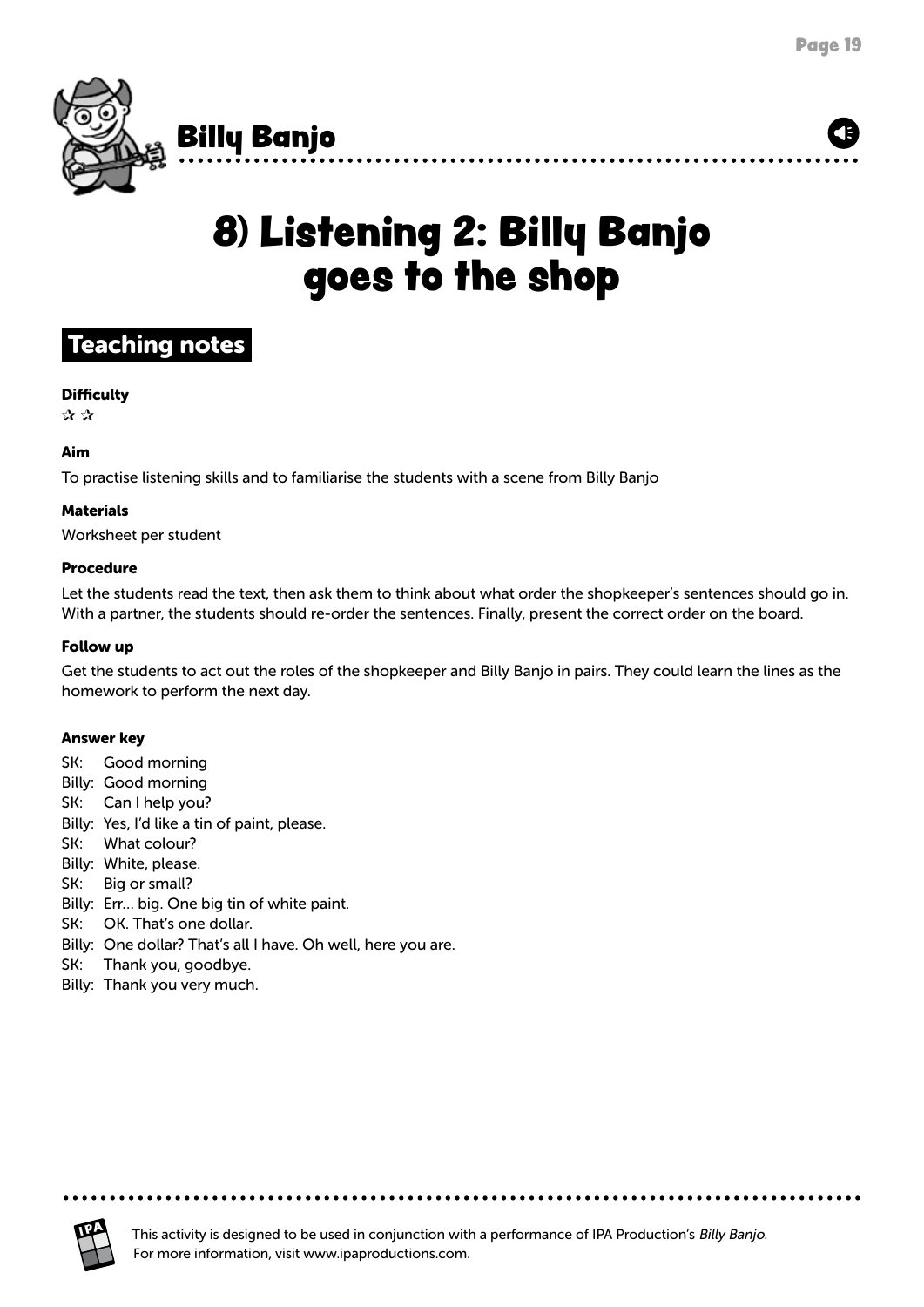# 8) Listening 2: Billy Banjo goes to the shop

## Teaching notes

**Difficulty**

✰ ✰

**Aim**

To practise listening skills and to familiarise the students with a scene from Billy Banjo

**Materials**

Worksheet per student

**Procedure**

Let the students read the text, then ask them to think about what order the shopkeeper's sentences should go in. With a partner, the students should re-order the sentences. Finally, present the correct order on the board.

**Follow up**

Get the students to act out the roles of the shopkeeper and Billy Banjo in pairs. They could learn the lines as the homework to perform the next day.

**Answer key**

SK: Good morning
Billy: Good morning
SK: Can I help you?
Billy: Yes, I'd like a tin of paint, please.
SK: What colour?
Billy: White, please.
SK: Big or small?
Billy: Err... big. One big tin of white paint.
SK: OK. That's one dollar.
Billy: One dollar? That's all I have. Oh well, here you are.
SK: Thank you, goodbye.
Billy: Thank you very much.

This activity is designed to be used in conjunction with a performance of IPA Production's *Billy Banjo*. For more information, visit www.ipaproductions.com.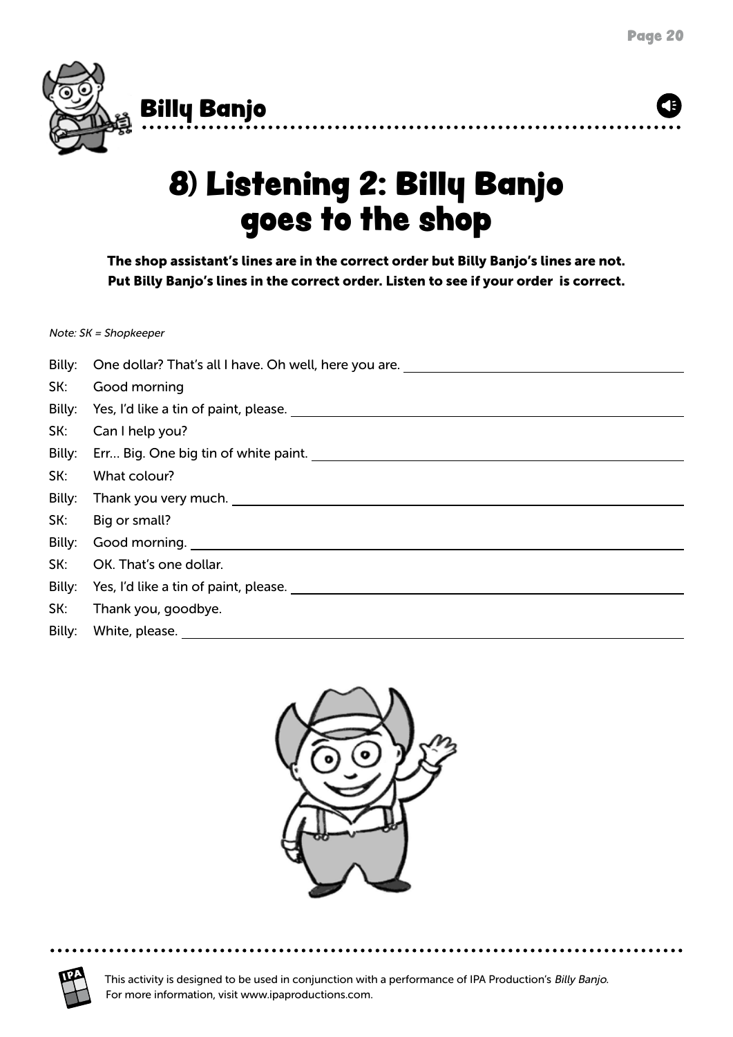## Billy Banjo

# 8) Listening 2: Billy Banjo goes to the shop

**The shop assistant's lines are in the correct order but Billy Banjo's lines are not. Put Billy Banjo's lines in the correct order. Listen to see if your order is correct.**

*Note: SK = Shopkeeper*

Billy: One dollar? That's all I have. Oh well, here you are. ______________________

SK: Good morning

Billy: Yes, I'd like a tin of paint, please. ______________________

SK: Can I help you?

Billy: Err… Big. One big tin of white paint. ______________________

SK: What colour?

Billy: Thank you very much. ______________________

SK: Big or small?

Billy: Good morning. ______________________

SK: OK. That's one dollar.

Billy: Yes, I'd like a tin of paint, please. ______________________

SK: Thank you, goodbye.

Billy: White, please. ______________________

This activity is designed to be used in conjunction with a performance of IPA Production's *Billy Banjo*. For more information, visit www.ipaproductions.com.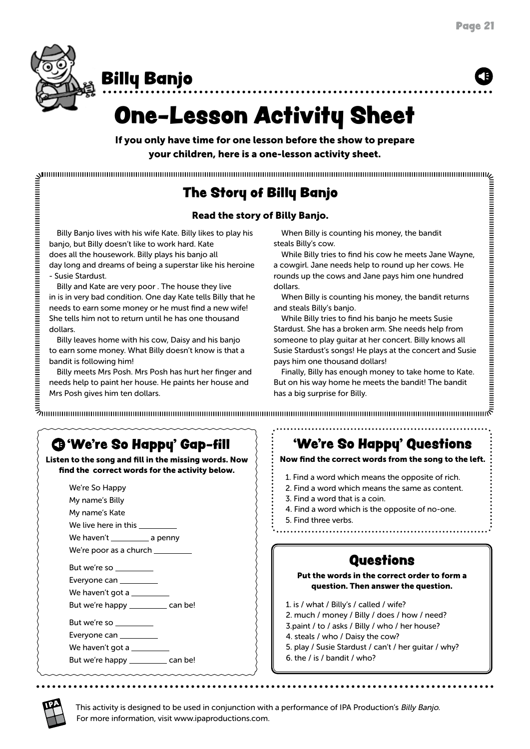# Billy Banjo

# One-Lesson Activity Sheet

**If you only have time for one lesson before the show to prepare your children, here is a one-lesson activity sheet.**

## The Story of Billy Banjo

**Read the story of Billy Banjo.**

Billy Banjo lives with his wife Kate. Billy likes to play his banjo, but Billy doesn't like to work hard. Kate does all the housework. Billy plays his banjo all day long and dreams of being a superstar like his heroine - Susie Stardust.

Billy and Kate are very poor . The house they live in is in very bad condition. One day Kate tells Billy that he needs to earn some money or he must find a new wife! She tells him not to return until he has one thousand dollars.

Billy leaves home with his cow, Daisy and his banjo to earn some money. What Billy doesn't know is that a bandit is following him!

Billy meets Mrs Posh. Mrs Posh has hurt her finger and needs help to paint her house. He paints her house and Mrs Posh gives him ten dollars.

When Billy is counting his money, the bandit steals Billy's cow.

While Billy tries to find his cow he meets Jane Wayne, a cowgirl. Jane needs help to round up her cows. He rounds up the cows and Jane pays him one hundred dollars.

When Billy is counting his money, the bandit returns and steals Billy's banjo.

While Billy tries to find his banjo he meets Susie Stardust. She has a broken arm. She needs help from someone to play guitar at her concert. Billy knows all Susie Stardust's songs! He plays at the concert and Susie pays him one thousand dollars!

Finally, Billy has enough money to take home to Kate. But on his way home he meets the bandit! The bandit has a big surprise for Billy.

## 'We're So Happy' Gap-fill

**Listen to the song and fill in the missing words. Now find the correct words for the activity below.**

We're So Happy
My name's Billy
My name's Kate
We live here in this _________
We haven't _________ a penny
We're poor as a church _________

But we're so _________
Everyone can _________
We haven't got a _________
But we're happy _________ can be!

But we're so _________
Everyone can _________
We haven't got a _________
But we're happy _________ can be!

## 'We're So Happy' Questions

**Now find the correct words from the song to the left.**

1. Find a word which means the opposite of rich.
2. Find a word which means the same as content.
3. Find a word that is a coin.
4. Find a word which is the opposite of no-one.
5. Find three verbs.

## Questions

**Put the words in the correct order to form a question. Then answer the question.**

1. is / what / Billy's / called / wife?
2. much / money / Billy / does / how / need?
3. paint / to / asks / Billy / who / her house?
4. steals / who / Daisy the cow?
5. play / Susie Stardust / can't / her guitar / why?
6. the / is / bandit / who?

This activity is designed to be used in conjunction with a performance of IPA Production's *Billy Banjo*. For more information, visit www.ipaproductions.com.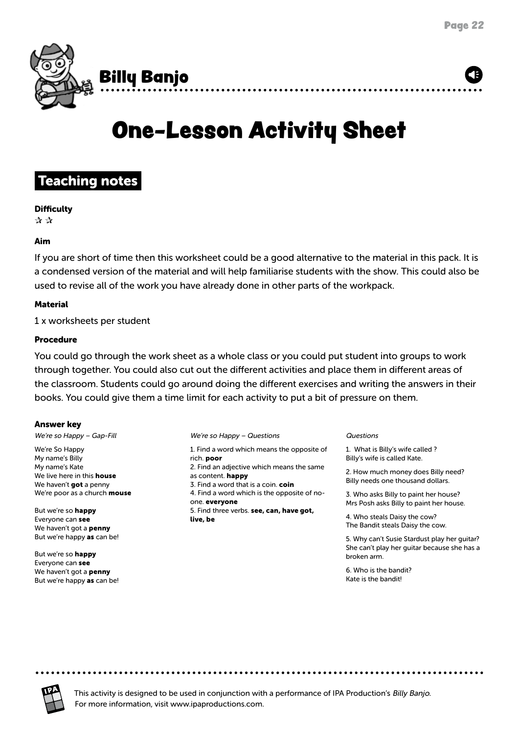Billy Banjo

# One-Lesson Activity Sheet

## Teaching notes

**Difficulty**

✰ ✰

**Aim**

If you are short of time then this worksheet could be a good alternative to the material in this pack. It is a condensed version of the material and will help familiarise students with the show. This could also be used to revise all of the work you have already done in other parts of the workpack.

**Material**

1 x worksheets per student

**Procedure**

You could go through the work sheet as a whole class or you could put student into groups to work through together. You could also cut out the different activities and place them in different areas of the classroom. Students could go around doing the different exercises and writing the answers in their books. You could give them a time limit for each activity to put a bit of pressure on them.

**Answer key**

*We're so Happy – Gap-Fill*

We're So Happy
My name's Billy
My name's Kate
We live here in this **house**
We haven't **got** a penny
We're poor as a church **mouse**

But we're so **happy**
Everyone can **see**
We haven't got a **penny**
But we're happy **as** can be!

But we're so **happy**
Everyone can **see**
We haven't got a **penny**
But we're happy **as** can be!

*We're so Happy – Questions*

1. Find a word which means the opposite of rich. **poor**
2. Find an adjective which means the same as content. **happy**
3. Find a word that is a coin. **coin**
4. Find a word which is the opposite of no-one. **everyone**
5. Find three verbs. **see, can, have got, live, be**

*Questions*

1. What is Billy's wife called ?
Billy's wife is called Kate.

2. How much money does Billy need?
Billy needs one thousand dollars.

3. Who asks Billy to paint her house?
Mrs Posh asks Billy to paint her house.

4. Who steals Daisy the cow?
The Bandit steals Daisy the cow.

5. Why can't Susie Stardust play her guitar?
She can't play her guitar because she has a broken arm.

6. Who is the bandit?
Kate is the bandit!

This activity is designed to be used in conjunction with a performance of IPA Production's *Billy Banjo*.
For more information, visit www.ipaproductions.com.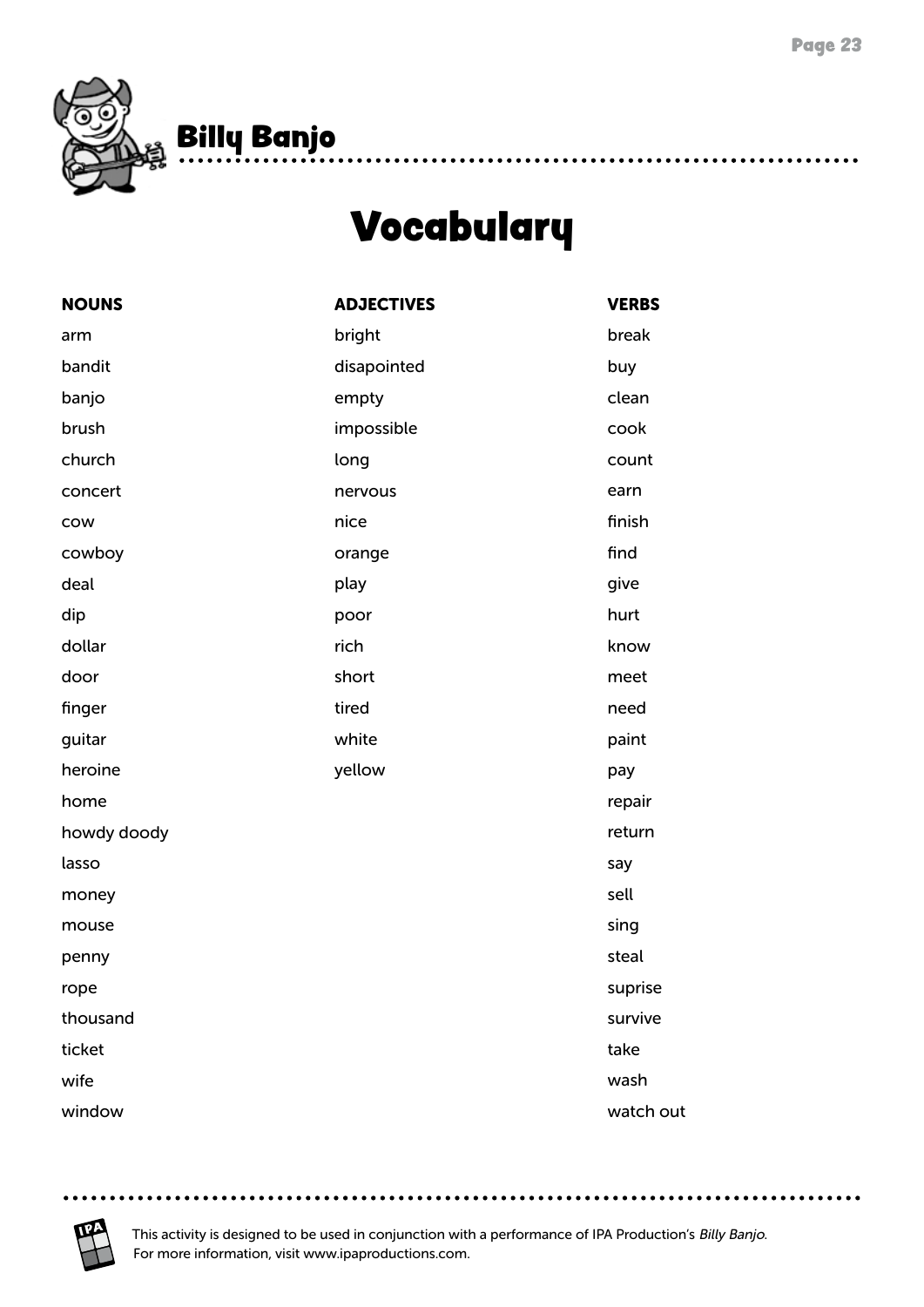# Billy Banjo

## Vocabulary

| NOUNS | ADJECTIVES | VERBS |
|---|---|---|
| arm | bright | break |
| bandit | disapointed | buy |
| banjo | empty | clean |
| brush | impossible | cook |
| church | long | count |
| concert | nervous | earn |
| cow | nice | finish |
| cowboy | orange | find |
| deal | play | give |
| dip | poor | hurt |
| dollar | rich | know |
| door | short | meet |
| finger | tired | need |
| guitar | white | paint |
| heroine | yellow | pay |
| home | | repair |
| howdy doody | | return |
| lasso | | say |
| money | | sell |
| mouse | | sing |
| penny | | steal |
| rope | | suprise |
| thousand | | survive |
| ticket | | take |
| wife | | wash |
| window | | watch out |

This activity is designed to be used in conjunction with a performance of IPA Production's *Billy Banjo*.
For more information, visit www.ipaproductions.com.